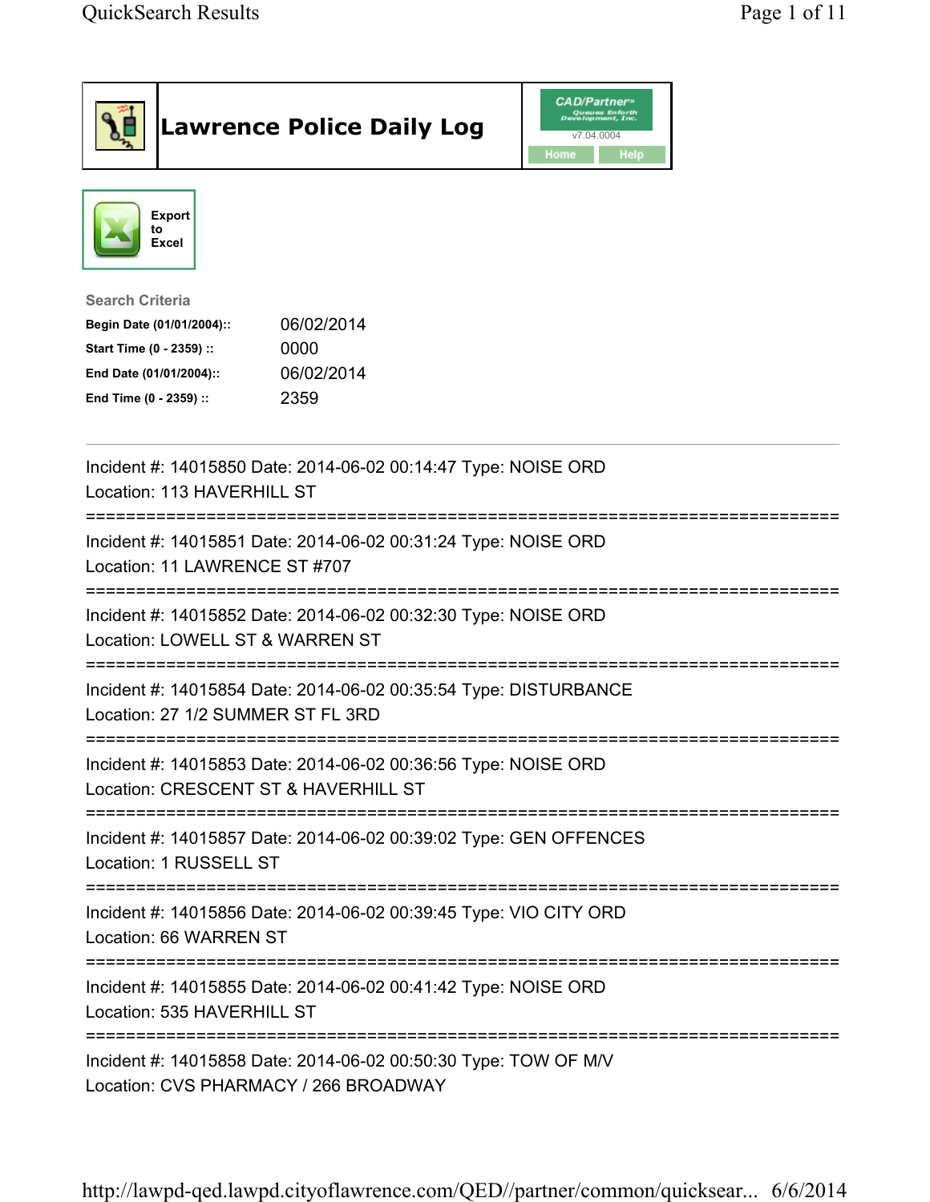# Lawrence Police Daily Log

CAD/Partner™ v7.04.0004

Home Help

Export to Excel

**Search Criteria**

| | |
|---|---|
| **Begin Date (01/01/2004)::** | 06/02/2014 |
| **Start Time (0 - 2359) ::** | 0000 |
| **End Date (01/01/2004)::** | 06/02/2014 |
| **End Time (0 - 2359) ::** | 2359 |

---

Incident #: 14015850 Date: 2014-06-02 00:14:47 Type: NOISE ORD
Location: 113 HAVERHILL ST

===========================================================================

Incident #: 14015851 Date: 2014-06-02 00:31:24 Type: NOISE ORD
Location: 11 LAWRENCE ST #707

===========================================================================

Incident #: 14015852 Date: 2014-06-02 00:32:30 Type: NOISE ORD
Location: LOWELL ST & WARREN ST

===========================================================================

Incident #: 14015854 Date: 2014-06-02 00:35:54 Type: DISTURBANCE
Location: 27 1/2 SUMMER ST FL 3RD

===========================================================================

Incident #: 14015853 Date: 2014-06-02 00:36:56 Type: NOISE ORD
Location: CRESCENT ST & HAVERHILL ST

===========================================================================

Incident #: 14015857 Date: 2014-06-02 00:39:02 Type: GEN OFFENCES
Location: 1 RUSSELL ST

===========================================================================

Incident #: 14015856 Date: 2014-06-02 00:39:45 Type: VIO CITY ORD
Location: 66 WARREN ST

===========================================================================

Incident #: 14015855 Date: 2014-06-02 00:41:42 Type: NOISE ORD
Location: 535 HAVERHILL ST

===========================================================================

Incident #: 14015858 Date: 2014-06-02 00:50:30 Type: TOW OF M/V
Location: CVS PHARMACY / 266 BROADWAY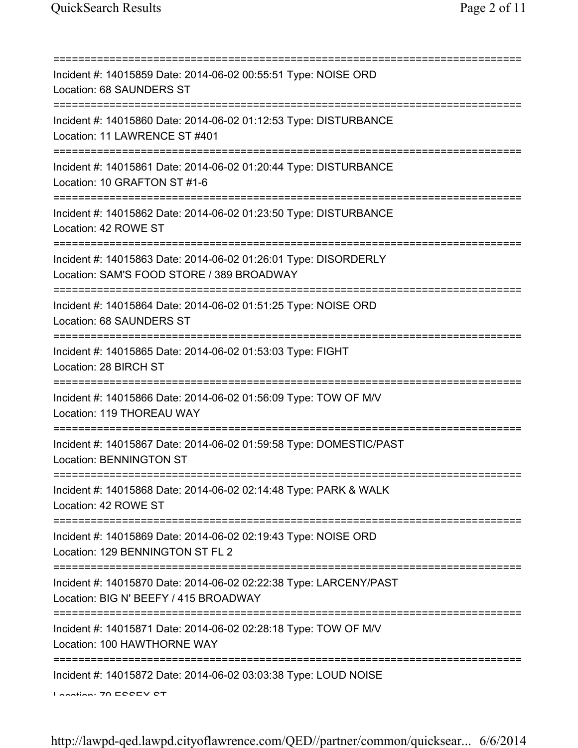Incident #: 14015859 Date: 2014-06-02 00:55:51 Type: NOISE ORD
Location: 68 SAUNDERS ST

Incident #: 14015860 Date: 2014-06-02 01:12:53 Type: DISTURBANCE
Location: 11 LAWRENCE ST #401

Incident #: 14015861 Date: 2014-06-02 01:20:44 Type: DISTURBANCE
Location: 10 GRAFTON ST #1-6

Incident #: 14015862 Date: 2014-06-02 01:23:50 Type: DISTURBANCE
Location: 42 ROWE ST

Incident #: 14015863 Date: 2014-06-02 01:26:01 Type: DISORDERLY
Location: SAM'S FOOD STORE / 389 BROADWAY

Incident #: 14015864 Date: 2014-06-02 01:51:25 Type: NOISE ORD
Location: 68 SAUNDERS ST

Incident #: 14015865 Date: 2014-06-02 01:53:03 Type: FIGHT
Location: 28 BIRCH ST

Incident #: 14015866 Date: 2014-06-02 01:56:09 Type: TOW OF M/V
Location: 119 THOREAU WAY

Incident #: 14015867 Date: 2014-06-02 01:59:58 Type: DOMESTIC/PAST
Location: BENNINGTON ST

Incident #: 14015868 Date: 2014-06-02 02:14:48 Type: PARK & WALK
Location: 42 ROWE ST

Incident #: 14015869 Date: 2014-06-02 02:19:43 Type: NOISE ORD
Location: 129 BENNINGTON ST FL 2

Incident #: 14015870 Date: 2014-06-02 02:22:38 Type: LARCENY/PAST
Location: BIG N' BEEFY / 415 BROADWAY

Incident #: 14015871 Date: 2014-06-02 02:28:18 Type: TOW OF M/V
Location: 100 HAWTHORNE WAY

Incident #: 14015872 Date: 2014-06-02 03:03:38 Type: LOUD NOISE
Location: 70 ESSEX ST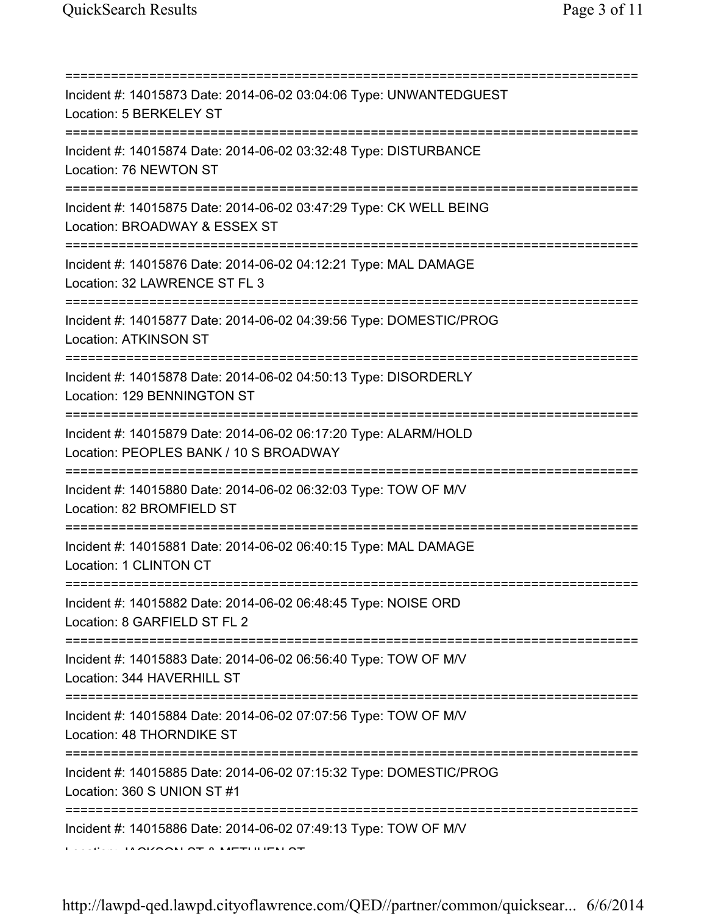===========================================================================
Incident #: 14015873 Date: 2014-06-02 03:04:06 Type: UNWANTEDGUEST
Location: 5 BERKELEY ST
===========================================================================
Incident #: 14015874 Date: 2014-06-02 03:32:48 Type: DISTURBANCE
Location: 76 NEWTON ST
===========================================================================
Incident #: 14015875 Date: 2014-06-02 03:47:29 Type: CK WELL BEING
Location: BROADWAY & ESSEX ST
===========================================================================
Incident #: 14015876 Date: 2014-06-02 04:12:21 Type: MAL DAMAGE
Location: 32 LAWRENCE ST FL 3
===========================================================================
Incident #: 14015877 Date: 2014-06-02 04:39:56 Type: DOMESTIC/PROG
Location: ATKINSON ST
===========================================================================
Incident #: 14015878 Date: 2014-06-02 04:50:13 Type: DISORDERLY
Location: 129 BENNINGTON ST
===========================================================================
Incident #: 14015879 Date: 2014-06-02 06:17:20 Type: ALARM/HOLD
Location: PEOPLES BANK / 10 S BROADWAY
===========================================================================
Incident #: 14015880 Date: 2014-06-02 06:32:03 Type: TOW OF M/V
Location: 82 BROMFIELD ST
===========================================================================
Incident #: 14015881 Date: 2014-06-02 06:40:15 Type: MAL DAMAGE
Location: 1 CLINTON CT
===========================================================================
Incident #: 14015882 Date: 2014-06-02 06:48:45 Type: NOISE ORD
Location: 8 GARFIELD ST FL 2
===========================================================================
Incident #: 14015883 Date: 2014-06-02 06:56:40 Type: TOW OF M/V
Location: 344 HAVERHILL ST
===========================================================================
Incident #: 14015884 Date: 2014-06-02 07:07:56 Type: TOW OF M/V
Location: 48 THORNDIKE ST
===========================================================================
Incident #: 14015885 Date: 2014-06-02 07:15:32 Type: DOMESTIC/PROG
Location: 360 S UNION ST #1
===========================================================================
Incident #: 14015886 Date: 2014-06-02 07:49:13 Type: TOW OF M/V
Location: JACKSON ST & METHUEN ST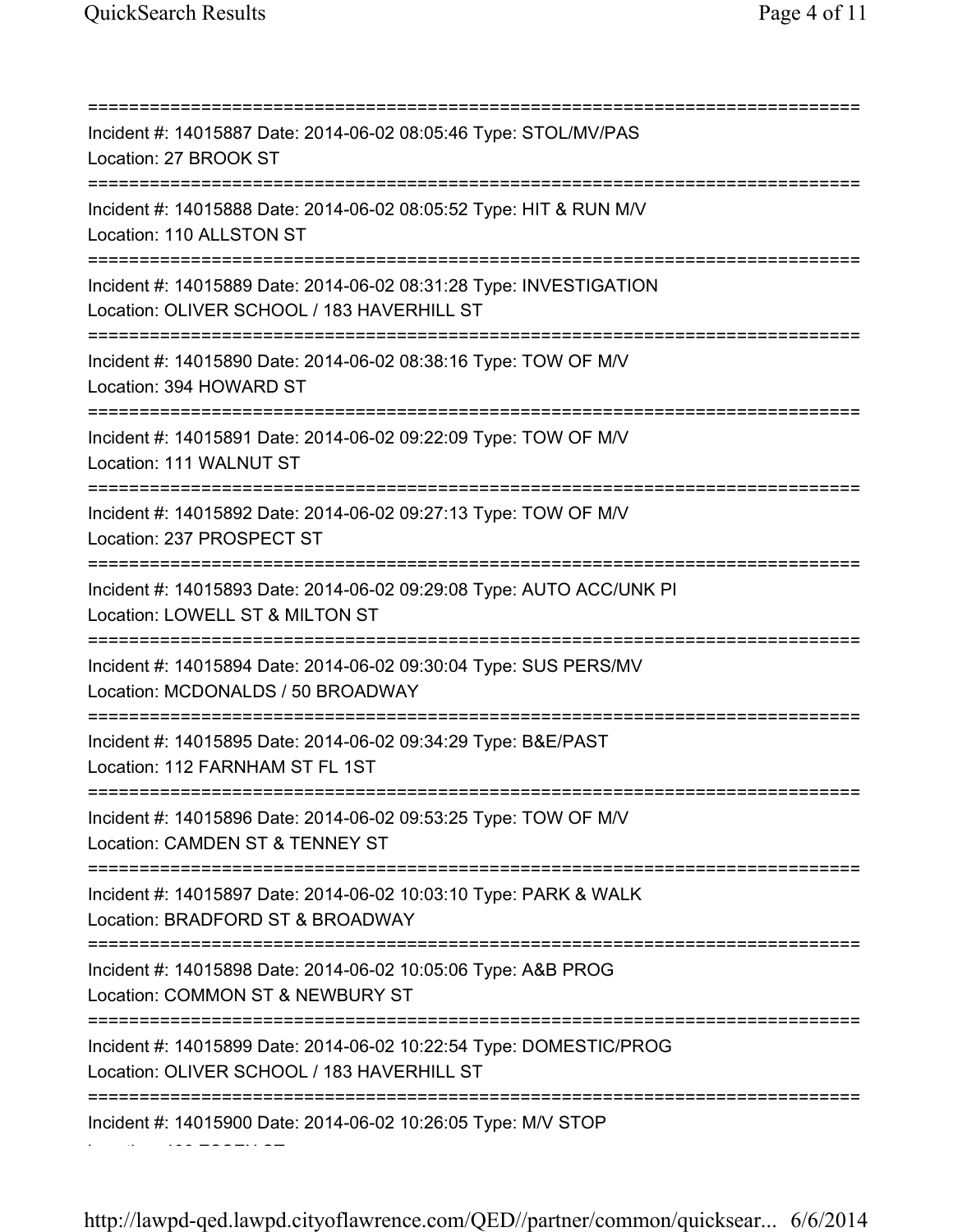===========================================================================
Incident #: 14015887 Date: 2014-06-02 08:05:46 Type: STOL/MV/PAS
Location: 27 BROOK ST
===========================================================================
Incident #: 14015888 Date: 2014-06-02 08:05:52 Type: HIT & RUN M/V
Location: 110 ALLSTON ST
===========================================================================
Incident #: 14015889 Date: 2014-06-02 08:31:28 Type: INVESTIGATION
Location: OLIVER SCHOOL / 183 HAVERHILL ST
===========================================================================
Incident #: 14015890 Date: 2014-06-02 08:38:16 Type: TOW OF M/V
Location: 394 HOWARD ST
===========================================================================
Incident #: 14015891 Date: 2014-06-02 09:22:09 Type: TOW OF M/V
Location: 111 WALNUT ST
===========================================================================
Incident #: 14015892 Date: 2014-06-02 09:27:13 Type: TOW OF M/V
Location: 237 PROSPECT ST
===========================================================================
Incident #: 14015893 Date: 2014-06-02 09:29:08 Type: AUTO ACC/UNK PI
Location: LOWELL ST & MILTON ST
===========================================================================
Incident #: 14015894 Date: 2014-06-02 09:30:04 Type: SUS PERS/MV
Location: MCDONALDS / 50 BROADWAY
===========================================================================
Incident #: 14015895 Date: 2014-06-02 09:34:29 Type: B&E/PAST
Location: 112 FARNHAM ST FL 1ST
===========================================================================
Incident #: 14015896 Date: 2014-06-02 09:53:25 Type: TOW OF M/V
Location: CAMDEN ST & TENNEY ST
===========================================================================
Incident #: 14015897 Date: 2014-06-02 10:03:10 Type: PARK & WALK
Location: BRADFORD ST & BROADWAY
===========================================================================
Incident #: 14015898 Date: 2014-06-02 10:05:06 Type: A&B PROG
Location: COMMON ST & NEWBURY ST
===========================================================================
Incident #: 14015899 Date: 2014-06-02 10:22:54 Type: DOMESTIC/PROG
Location: OLIVER SCHOOL / 183 HAVERHILL ST
===========================================================================
Incident #: 14015900 Date: 2014-06-02 10:26:05 Type: M/V STOP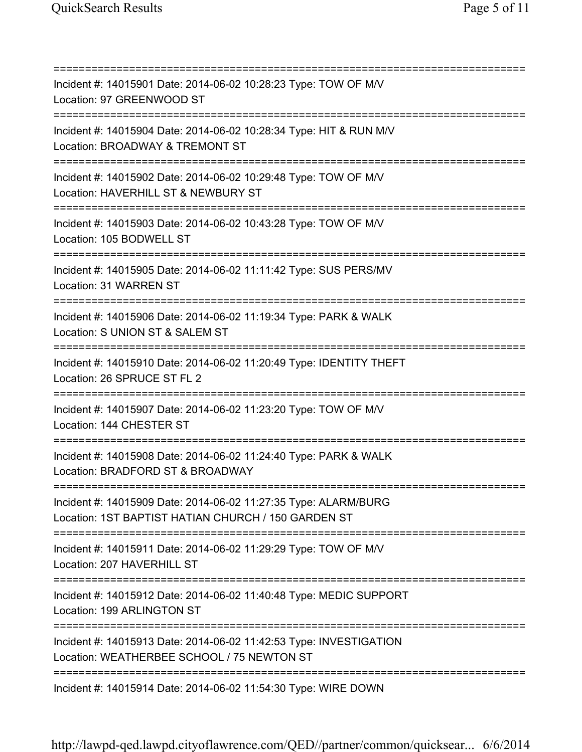===========================================================================
Incident #: 14015901 Date: 2014-06-02 10:28:23 Type: TOW OF M/V
Location: 97 GREENWOOD ST
===========================================================================
Incident #: 14015904 Date: 2014-06-02 10:28:34 Type: HIT & RUN M/V
Location: BROADWAY & TREMONT ST
===========================================================================
Incident #: 14015902 Date: 2014-06-02 10:29:48 Type: TOW OF M/V
Location: HAVERHILL ST & NEWBURY ST
===========================================================================
Incident #: 14015903 Date: 2014-06-02 10:43:28 Type: TOW OF M/V
Location: 105 BODWELL ST
===========================================================================
Incident #: 14015905 Date: 2014-06-02 11:11:42 Type: SUS PERS/MV
Location: 31 WARREN ST
===========================================================================
Incident #: 14015906 Date: 2014-06-02 11:19:34 Type: PARK & WALK
Location: S UNION ST & SALEM ST
===========================================================================
Incident #: 14015910 Date: 2014-06-02 11:20:49 Type: IDENTITY THEFT
Location: 26 SPRUCE ST FL 2
===========================================================================
Incident #: 14015907 Date: 2014-06-02 11:23:20 Type: TOW OF M/V
Location: 144 CHESTER ST
===========================================================================
Incident #: 14015908 Date: 2014-06-02 11:24:40 Type: PARK & WALK
Location: BRADFORD ST & BROADWAY
===========================================================================
Incident #: 14015909 Date: 2014-06-02 11:27:35 Type: ALARM/BURG
Location: 1ST BAPTIST HATIAN CHURCH / 150 GARDEN ST
===========================================================================
Incident #: 14015911 Date: 2014-06-02 11:29:29 Type: TOW OF M/V
Location: 207 HAVERHILL ST
===========================================================================
Incident #: 14015912 Date: 2014-06-02 11:40:48 Type: MEDIC SUPPORT
Location: 199 ARLINGTON ST
===========================================================================
Incident #: 14015913 Date: 2014-06-02 11:42:53 Type: INVESTIGATION
Location: WEATHERBEE SCHOOL / 75 NEWTON ST
===========================================================================
Incident #: 14015914 Date: 2014-06-02 11:54:30 Type: WIRE DOWN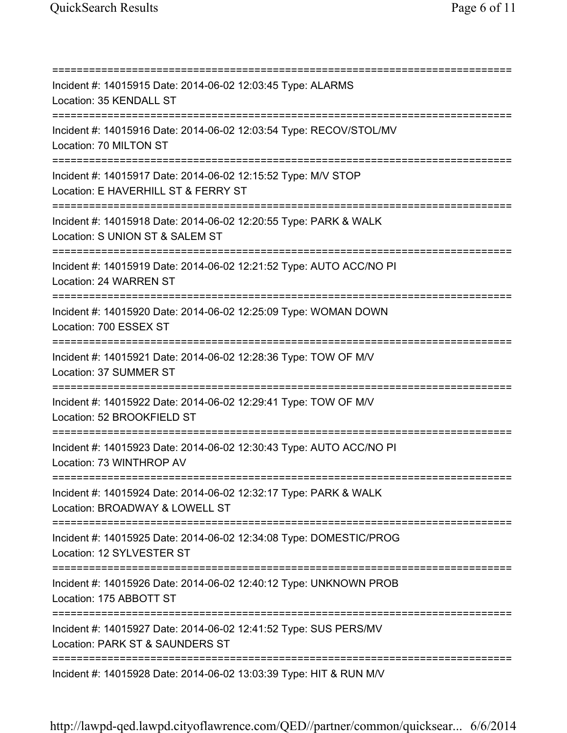===========================================================================
Incident #: 14015915 Date: 2014-06-02 12:03:45 Type: ALARMS
Location: 35 KENDALL ST
===========================================================================
Incident #: 14015916 Date: 2014-06-02 12:03:54 Type: RECOV/STOL/MV
Location: 70 MILTON ST
===========================================================================
Incident #: 14015917 Date: 2014-06-02 12:15:52 Type: M/V STOP
Location: E HAVERHILL ST & FERRY ST
===========================================================================
Incident #: 14015918 Date: 2014-06-02 12:20:55 Type: PARK & WALK
Location: S UNION ST & SALEM ST
===========================================================================
Incident #: 14015919 Date: 2014-06-02 12:21:52 Type: AUTO ACC/NO PI
Location: 24 WARREN ST
===========================================================================
Incident #: 14015920 Date: 2014-06-02 12:25:09 Type: WOMAN DOWN
Location: 700 ESSEX ST
===========================================================================
Incident #: 14015921 Date: 2014-06-02 12:28:36 Type: TOW OF M/V
Location: 37 SUMMER ST
===========================================================================
Incident #: 14015922 Date: 2014-06-02 12:29:41 Type: TOW OF M/V
Location: 52 BROOKFIELD ST
===========================================================================
Incident #: 14015923 Date: 2014-06-02 12:30:43 Type: AUTO ACC/NO PI
Location: 73 WINTHROP AV
===========================================================================
Incident #: 14015924 Date: 2014-06-02 12:32:17 Type: PARK & WALK
Location: BROADWAY & LOWELL ST
===========================================================================
Incident #: 14015925 Date: 2014-06-02 12:34:08 Type: DOMESTIC/PROG
Location: 12 SYLVESTER ST
===========================================================================
Incident #: 14015926 Date: 2014-06-02 12:40:12 Type: UNKNOWN PROB
Location: 175 ABBOTT ST
===========================================================================
Incident #: 14015927 Date: 2014-06-02 12:41:52 Type: SUS PERS/MV
Location: PARK ST & SAUNDERS ST
===========================================================================
Incident #: 14015928 Date: 2014-06-02 13:03:39 Type: HIT & RUN M/V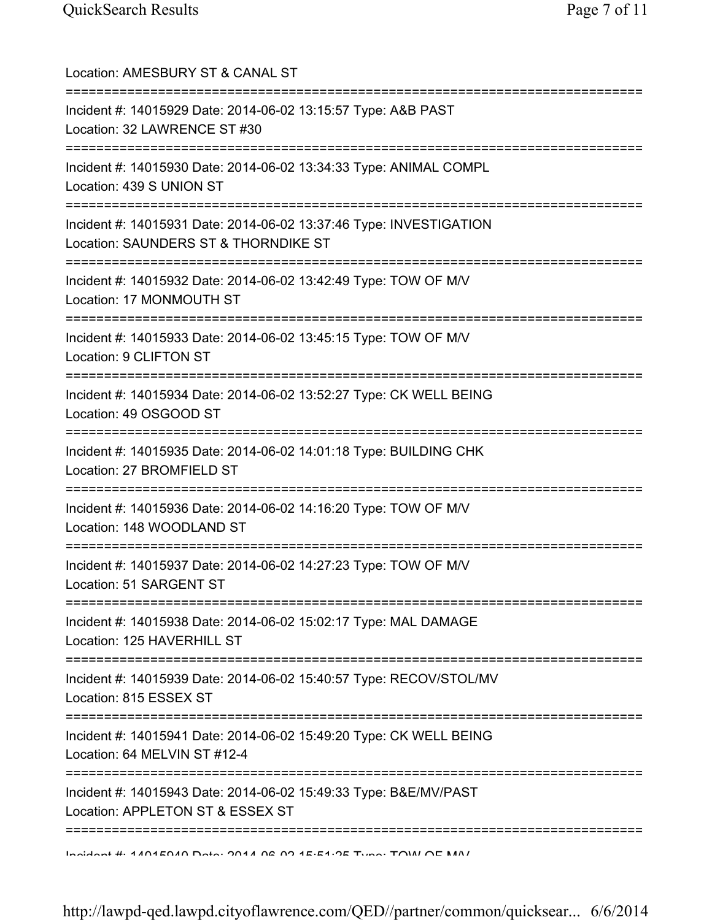Location: AMESBURY ST & CANAL ST

===========================================================================

Incident #: 14015929 Date: 2014-06-02 13:15:57 Type: A&B PAST
Location: 32 LAWRENCE ST #30

===========================================================================

Incident #: 14015930 Date: 2014-06-02 13:34:33 Type: ANIMAL COMPL
Location: 439 S UNION ST

===========================================================================

Incident #: 14015931 Date: 2014-06-02 13:37:46 Type: INVESTIGATION
Location: SAUNDERS ST & THORNDIKE ST

===========================================================================

Incident #: 14015932 Date: 2014-06-02 13:42:49 Type: TOW OF M/V
Location: 17 MONMOUTH ST

===========================================================================

Incident #: 14015933 Date: 2014-06-02 13:45:15 Type: TOW OF M/V
Location: 9 CLIFTON ST

===========================================================================

Incident #: 14015934 Date: 2014-06-02 13:52:27 Type: CK WELL BEING
Location: 49 OSGOOD ST

===========================================================================

Incident #: 14015935 Date: 2014-06-02 14:01:18 Type: BUILDING CHK
Location: 27 BROMFIELD ST

===========================================================================

Incident #: 14015936 Date: 2014-06-02 14:16:20 Type: TOW OF M/V
Location: 148 WOODLAND ST

===========================================================================

Incident #: 14015937 Date: 2014-06-02 14:27:23 Type: TOW OF M/V
Location: 51 SARGENT ST

===========================================================================

Incident #: 14015938 Date: 2014-06-02 15:02:17 Type: MAL DAMAGE
Location: 125 HAVERHILL ST

===========================================================================

Incident #: 14015939 Date: 2014-06-02 15:40:57 Type: RECOV/STOL/MV
Location: 815 ESSEX ST

===========================================================================

Incident #: 14015941 Date: 2014-06-02 15:49:20 Type: CK WELL BEING
Location: 64 MELVIN ST #12-4

===========================================================================

Incident #: 14015943 Date: 2014-06-02 15:49:33 Type: B&E/MV/PAST
Location: APPLETON ST & ESSEX ST

===========================================================================

Incident #: 14015940 Date: 2014-06-02 15:51:25 Type: TOW OF M/V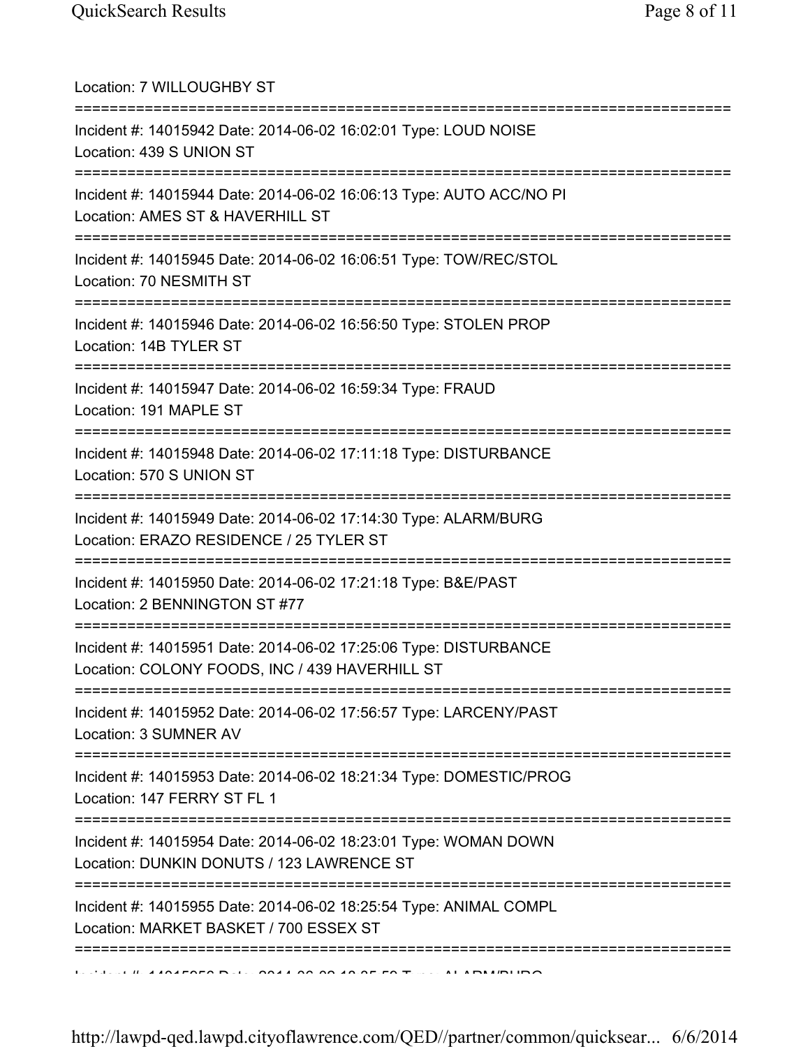Location: 7 WILLOUGHBY ST

===========================================================================

Incident #: 14015942 Date: 2014-06-02 16:02:01 Type: LOUD NOISE
Location: 439 S UNION ST

===========================================================================

Incident #: 14015944 Date: 2014-06-02 16:06:13 Type: AUTO ACC/NO PI
Location: AMES ST & HAVERHILL ST

===========================================================================

Incident #: 14015945 Date: 2014-06-02 16:06:51 Type: TOW/REC/STOL
Location: 70 NESMITH ST

===========================================================================

Incident #: 14015946 Date: 2014-06-02 16:56:50 Type: STOLEN PROP
Location: 14B TYLER ST

===========================================================================

Incident #: 14015947 Date: 2014-06-02 16:59:34 Type: FRAUD
Location: 191 MAPLE ST

===========================================================================

Incident #: 14015948 Date: 2014-06-02 17:11:18 Type: DISTURBANCE
Location: 570 S UNION ST

===========================================================================

Incident #: 14015949 Date: 2014-06-02 17:14:30 Type: ALARM/BURG
Location: ERAZO RESIDENCE / 25 TYLER ST

===========================================================================

Incident #: 14015950 Date: 2014-06-02 17:21:18 Type: B&E/PAST
Location: 2 BENNINGTON ST #77

===========================================================================

Incident #: 14015951 Date: 2014-06-02 17:25:06 Type: DISTURBANCE
Location: COLONY FOODS, INC / 439 HAVERHILL ST

===========================================================================

Incident #: 14015952 Date: 2014-06-02 17:56:57 Type: LARCENY/PAST
Location: 3 SUMNER AV

===========================================================================

Incident #: 14015953 Date: 2014-06-02 18:21:34 Type: DOMESTIC/PROG
Location: 147 FERRY ST FL 1

===========================================================================

Incident #: 14015954 Date: 2014-06-02 18:23:01 Type: WOMAN DOWN
Location: DUNKIN DONUTS / 123 LAWRENCE ST

===========================================================================

Incident #: 14015955 Date: 2014-06-02 18:25:54 Type: ANIMAL COMPL
Location: MARKET BASKET / 700 ESSEX ST

===========================================================================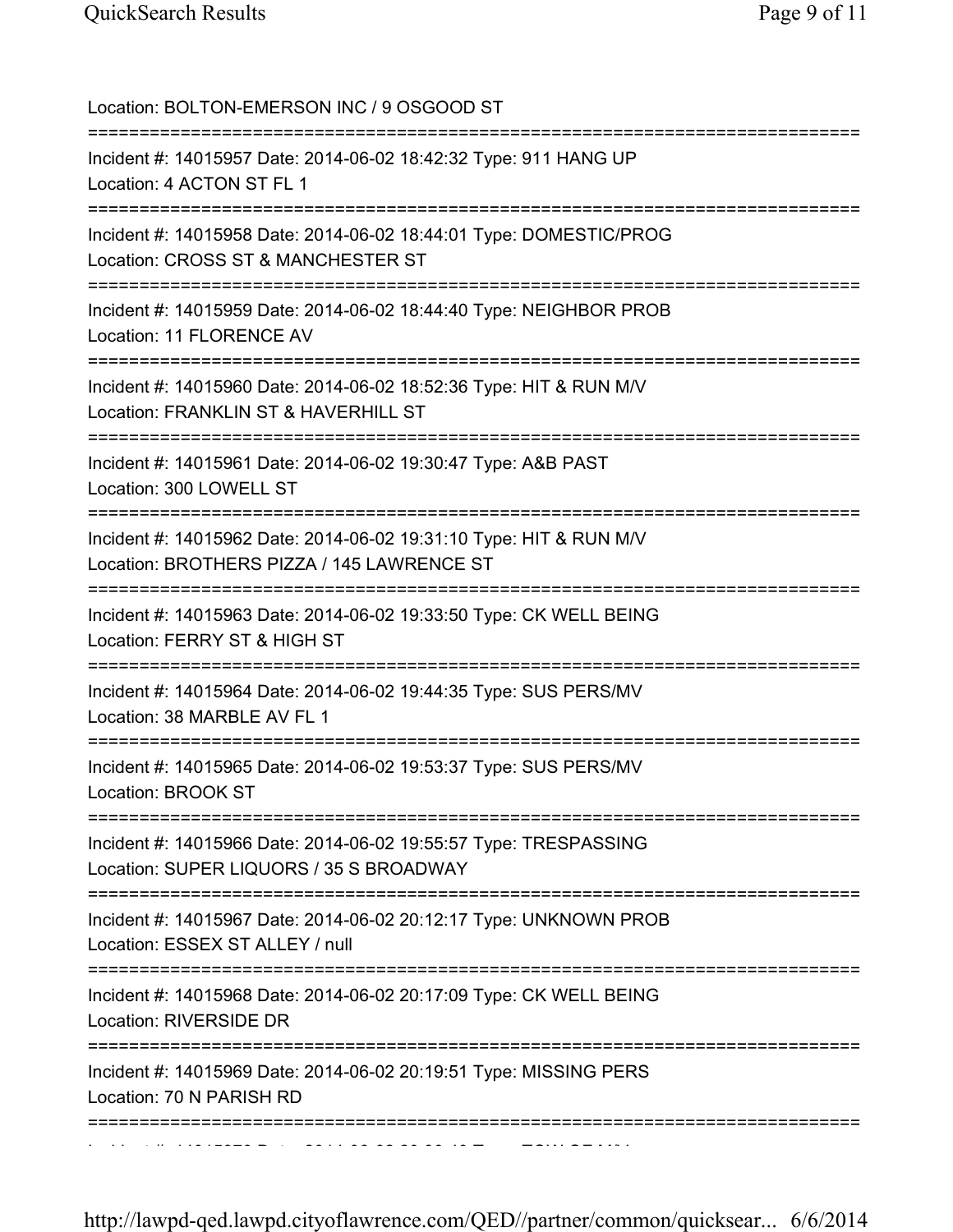Location: BOLTON-EMERSON INC / 9 OSGOOD ST

===========================================================================

Incident #: 14015957 Date: 2014-06-02 18:42:32 Type: 911 HANG UP
Location: 4 ACTON ST FL 1

===========================================================================

Incident #: 14015958 Date: 2014-06-02 18:44:01 Type: DOMESTIC/PROG
Location: CROSS ST & MANCHESTER ST

===========================================================================

Incident #: 14015959 Date: 2014-06-02 18:44:40 Type: NEIGHBOR PROB
Location: 11 FLORENCE AV

===========================================================================

Incident #: 14015960 Date: 2014-06-02 18:52:36 Type: HIT & RUN M/V
Location: FRANKLIN ST & HAVERHILL ST

===========================================================================

Incident #: 14015961 Date: 2014-06-02 19:30:47 Type: A&B PAST
Location: 300 LOWELL ST

===========================================================================

Incident #: 14015962 Date: 2014-06-02 19:31:10 Type: HIT & RUN M/V
Location: BROTHERS PIZZA / 145 LAWRENCE ST

===========================================================================

Incident #: 14015963 Date: 2014-06-02 19:33:50 Type: CK WELL BEING
Location: FERRY ST & HIGH ST

===========================================================================

Incident #: 14015964 Date: 2014-06-02 19:44:35 Type: SUS PERS/MV
Location: 38 MARBLE AV FL 1

===========================================================================

Incident #: 14015965 Date: 2014-06-02 19:53:37 Type: SUS PERS/MV
Location: BROOK ST

===========================================================================

Incident #: 14015966 Date: 2014-06-02 19:55:57 Type: TRESPASSING
Location: SUPER LIQUORS / 35 S BROADWAY

===========================================================================

Incident #: 14015967 Date: 2014-06-02 20:12:17 Type: UNKNOWN PROB
Location: ESSEX ST ALLEY / null

===========================================================================

Incident #: 14015968 Date: 2014-06-02 20:17:09 Type: CK WELL BEING
Location: RIVERSIDE DR

===========================================================================

Incident #: 14015969 Date: 2014-06-02 20:19:51 Type: MISSING PERS
Location: 70 N PARISH RD

===========================================================================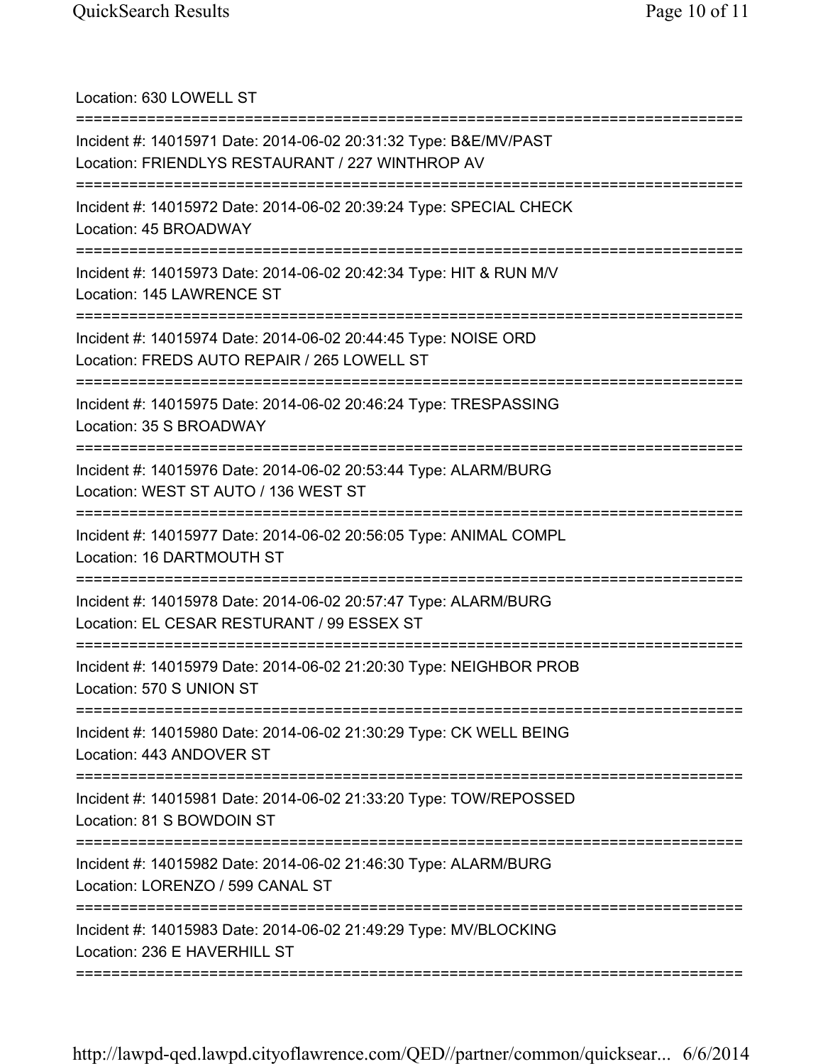Location: 630 LOWELL ST

===========================================================================

Incident #: 14015971 Date: 2014-06-02 20:31:32 Type: B&E/MV/PAST
Location: FRIENDLYS RESTAURANT / 227 WINTHROP AV

===========================================================================

Incident #: 14015972 Date: 2014-06-02 20:39:24 Type: SPECIAL CHECK
Location: 45 BROADWAY

===========================================================================

Incident #: 14015973 Date: 2014-06-02 20:42:34 Type: HIT & RUN M/V
Location: 145 LAWRENCE ST

===========================================================================

Incident #: 14015974 Date: 2014-06-02 20:44:45 Type: NOISE ORD
Location: FREDS AUTO REPAIR / 265 LOWELL ST

===========================================================================

Incident #: 14015975 Date: 2014-06-02 20:46:24 Type: TRESPASSING
Location: 35 S BROADWAY

===========================================================================

Incident #: 14015976 Date: 2014-06-02 20:53:44 Type: ALARM/BURG
Location: WEST ST AUTO / 136 WEST ST

===========================================================================

Incident #: 14015977 Date: 2014-06-02 20:56:05 Type: ANIMAL COMPL
Location: 16 DARTMOUTH ST

===========================================================================

Incident #: 14015978 Date: 2014-06-02 20:57:47 Type: ALARM/BURG
Location: EL CESAR RESTURANT / 99 ESSEX ST

===========================================================================

Incident #: 14015979 Date: 2014-06-02 21:20:30 Type: NEIGHBOR PROB
Location: 570 S UNION ST

===========================================================================

Incident #: 14015980 Date: 2014-06-02 21:30:29 Type: CK WELL BEING
Location: 443 ANDOVER ST

===========================================================================

Incident #: 14015981 Date: 2014-06-02 21:33:20 Type: TOW/REPOSSED
Location: 81 S BOWDOIN ST

===========================================================================

Incident #: 14015982 Date: 2014-06-02 21:46:30 Type: ALARM/BURG
Location: LORENZO / 599 CANAL ST

===========================================================================

Incident #: 14015983 Date: 2014-06-02 21:49:29 Type: MV/BLOCKING
Location: 236 E HAVERHILL ST

===========================================================================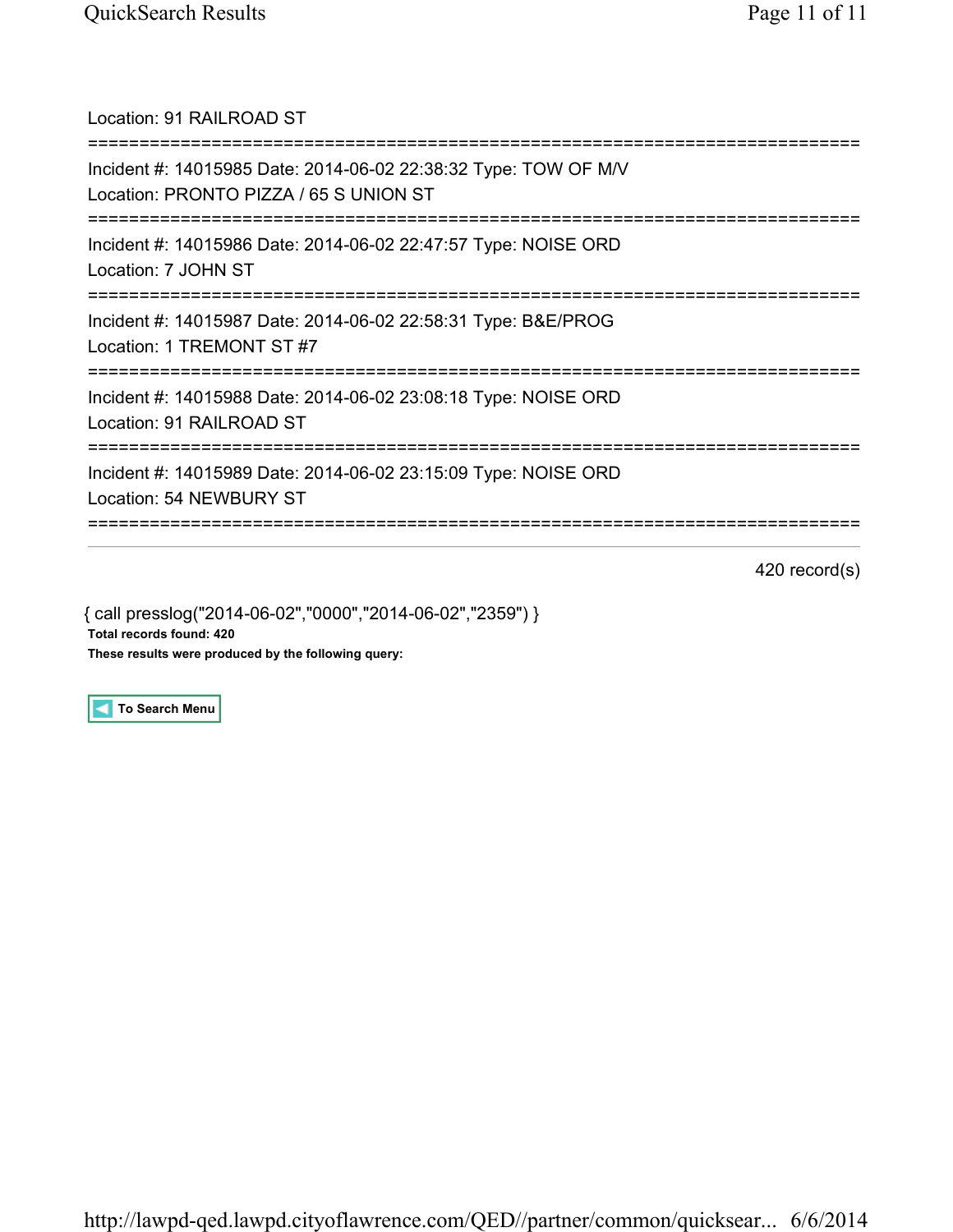Location: 91 RAILROAD ST

===========================================================================

Incident #: 14015985 Date: 2014-06-02 22:38:32 Type: TOW OF M/V

Location: PRONTO PIZZA / 65 S UNION ST

===========================================================================

Incident #: 14015986 Date: 2014-06-02 22:47:57 Type: NOISE ORD

Location: 7 JOHN ST

===========================================================================

Incident #: 14015987 Date: 2014-06-02 22:58:31 Type: B&E/PROG

Location: 1 TREMONT ST #7

===========================================================================

Incident #: 14015988 Date: 2014-06-02 23:08:18 Type: NOISE ORD

Location: 91 RAILROAD ST

===========================================================================

Incident #: 14015989 Date: 2014-06-02 23:15:09 Type: NOISE ORD

Location: 54 NEWBURY ST

===========================================================================

---

420 record(s)

{ call presslog("2014-06-02","0000","2014-06-02","2359") }

**Total records found: 420**

**These results were produced by the following query:**

**To Search Menu**